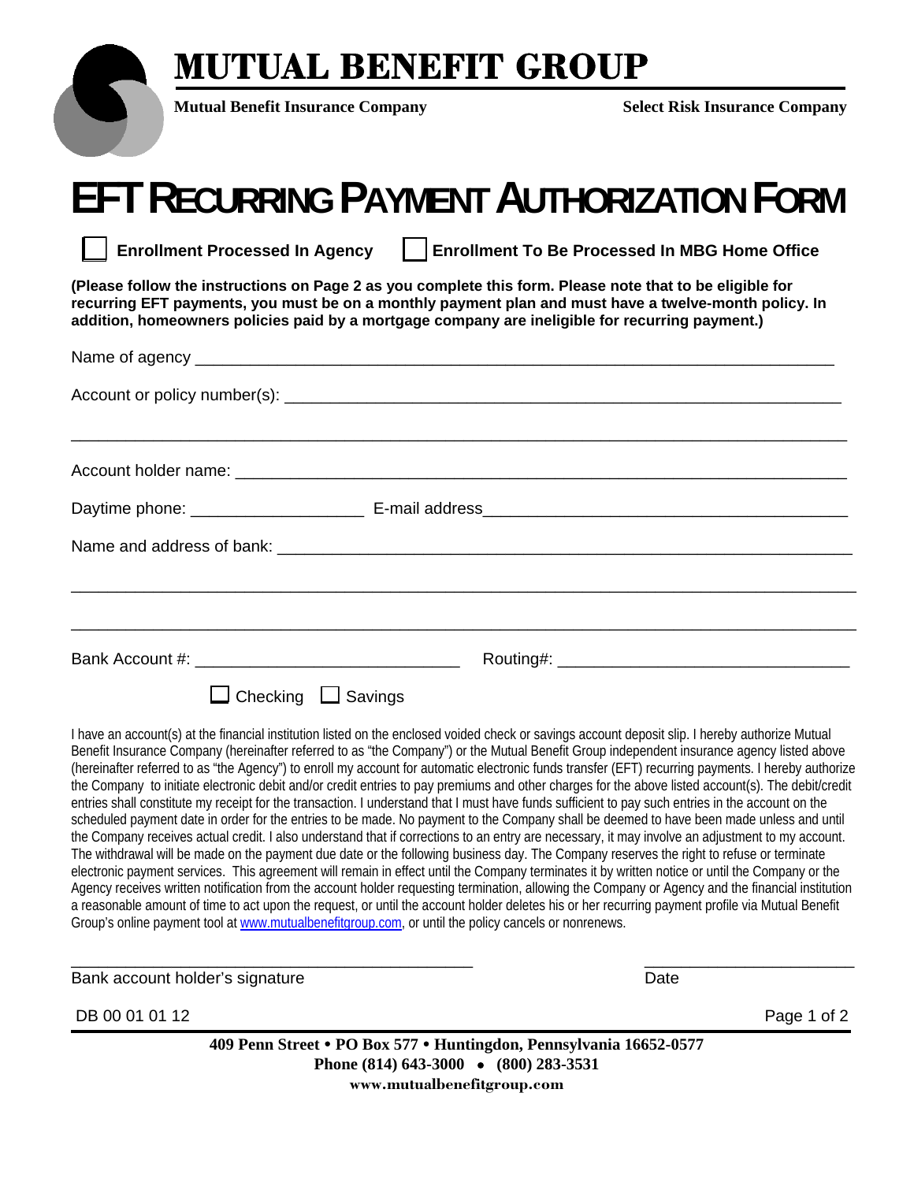# MUTUAL BENEFIT GROUP

**Mutual Benefit Insurance Company** **Select Risk Insurance Company**

# EFT RECURRING PAYMENT AUTHORIZATION FORM

☐ **Enrollment Processed In Agency** ☐ **Enrollment To Be Processed In MBG Home Office**

**(Please follow the instructions on Page 2 as you complete this form. Please note that to be eligible for recurring EFT payments, you must be on a monthly payment plan and must have a twelve-month policy. In addition, homeowners policies paid by a mortgage company are ineligible for recurring payment.)**

Name of agency ___________________________________________________________________

Account or policy number(s): ______________________________________________________

_________________________________________________________________________________

Account holder name: _____________________________________________________________

Daytime phone: __________________ E-mail address____________________________________

Name and address of bank: ________________________________________________________

_________________________________________________________________________________

_________________________________________________________________________________

Bank Account #: ____________________________ Routing#: ______________________________

☐ Checking ☐ Savings

I have an account(s) at the financial institution listed on the enclosed voided check or savings account deposit slip. I hereby authorize Mutual Benefit Insurance Company (hereinafter referred to as "the Company") or the Mutual Benefit Group independent insurance agency listed above (hereinafter referred to as "the Agency") to enroll my account for automatic electronic funds transfer (EFT) recurring payments. I hereby authorize the Company to initiate electronic debit and/or credit entries to pay premiums and other charges for the above listed account(s). The debit/credit entries shall constitute my receipt for the transaction. I understand that I must have funds sufficient to pay such entries in the account on the scheduled payment date in order for the entries to be made. No payment to the Company shall be deemed to have been made unless and until the Company receives actual credit. I also understand that if corrections to an entry are necessary, it may involve an adjustment to my account. The withdrawal will be made on the payment due date or the following business day. The Company reserves the right to refuse or terminate electronic payment services. This agreement will remain in effect until the Company terminates it by written notice or until the Company or the Agency receives written notification from the account holder requesting termination, allowing the Company or Agency and the financial institution a reasonable amount of time to act upon the request, or until the account holder deletes his or her recurring payment profile via Mutual Benefit Group's online payment tool at www.mutualbenefitgroup.com, or until the policy cancels or nonrenews.

_____________________________________________ ______________________

Bank account holder's signature Date

DB 00 01 01 12

**409 Penn Street • PO Box 577 • Huntingdon, Pennsylvania 16652-0577**
**Phone (814) 643-3000 • (800) 283-3531**
**www.mutualbenefitgroup.com**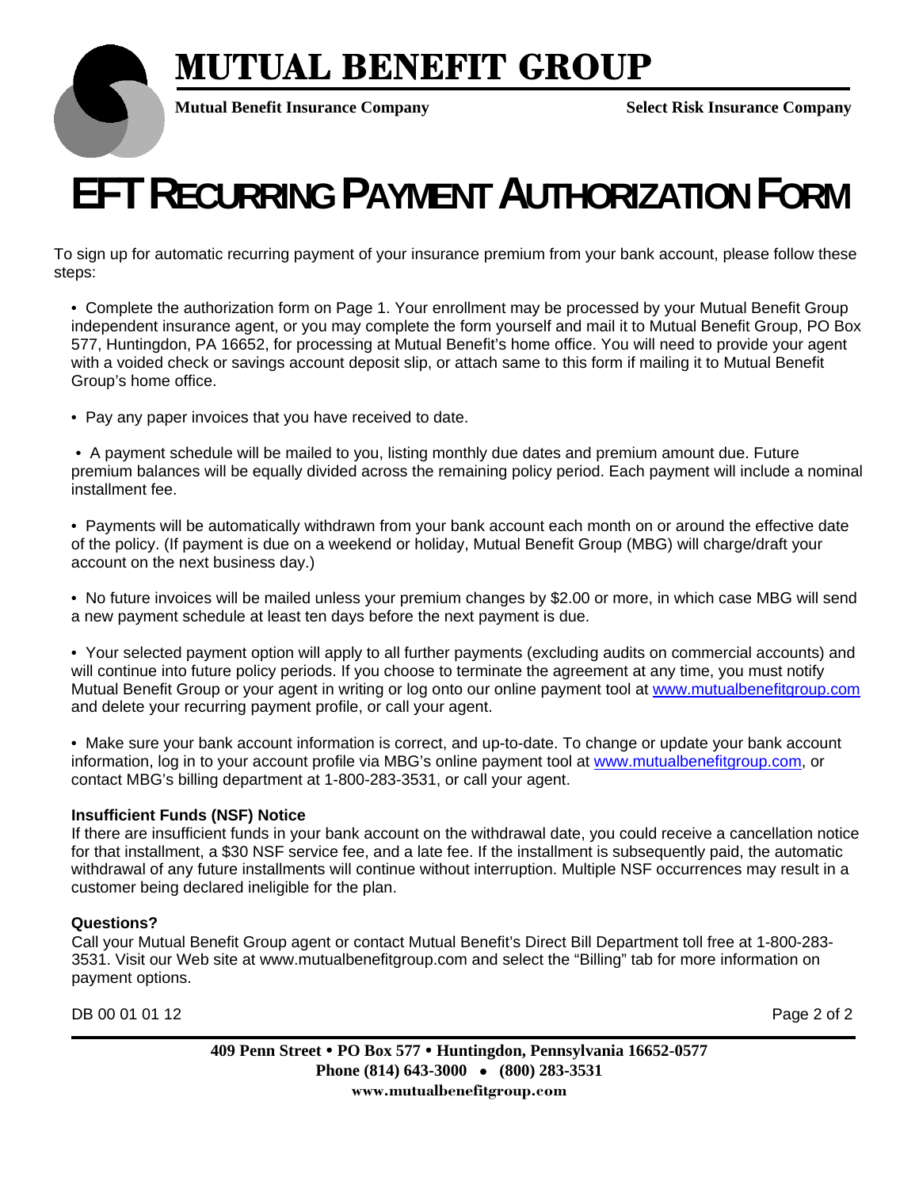# MUTUAL BENEFIT GROUP

**Mutual Benefit Insurance Company** **Select Risk Insurance Company**

# EFT RECURRING PAYMENT AUTHORIZATION FORM

To sign up for automatic recurring payment of your insurance premium from your bank account, please follow these steps:

- Complete the authorization form on Page 1. Your enrollment may be processed by your Mutual Benefit Group independent insurance agent, or you may complete the form yourself and mail it to Mutual Benefit Group, PO Box 577, Huntingdon, PA 16652, for processing at Mutual Benefit's home office. You will need to provide your agent with a voided check or savings account deposit slip, or attach same to this form if mailing it to Mutual Benefit Group's home office.

- Pay any paper invoices that you have received to date.

- A payment schedule will be mailed to you, listing monthly due dates and premium amount due. Future premium balances will be equally divided across the remaining policy period. Each payment will include a nominal installment fee.

- Payments will be automatically withdrawn from your bank account each month on or around the effective date of the policy. (If payment is due on a weekend or holiday, Mutual Benefit Group (MBG) will charge/draft your account on the next business day.)

- No future invoices will be mailed unless your premium changes by $2.00 or more, in which case MBG will send a new payment schedule at least ten days before the next payment is due.

- Your selected payment option will apply to all further payments (excluding audits on commercial accounts) and will continue into future policy periods. If you choose to terminate the agreement at any time, you must notify Mutual Benefit Group or your agent in writing or log onto our online payment tool at www.mutualbenefitgroup.com and delete your recurring payment profile, or call your agent.

- Make sure your bank account information is correct, and up-to-date. To change or update your bank account information, log in to your account profile via MBG's online payment tool at www.mutualbenefitgroup.com, or contact MBG's billing department at 1-800-283-3531, or call your agent.

**Insufficient Funds (NSF) Notice**

If there are insufficient funds in your bank account on the withdrawal date, you could receive a cancellation notice for that installment, a $30 NSF service fee, and a late fee. If the installment is subsequently paid, the automatic withdrawal of any future installments will continue without interruption. Multiple NSF occurrences may result in a customer being declared ineligible for the plan.

**Questions?**

Call your Mutual Benefit Group agent or contact Mutual Benefit's Direct Bill Department toll free at 1-800-283-3531. Visit our Web site at www.mutualbenefitgroup.com and select the "Billing" tab for more information on payment options.

DB 00 01 01 12

**409 Penn Street • PO Box 577 • Huntingdon, Pennsylvania 16652-0577**
**Phone (814) 643-3000 • (800) 283-3531**
**www.mutualbenefitgroup.com**